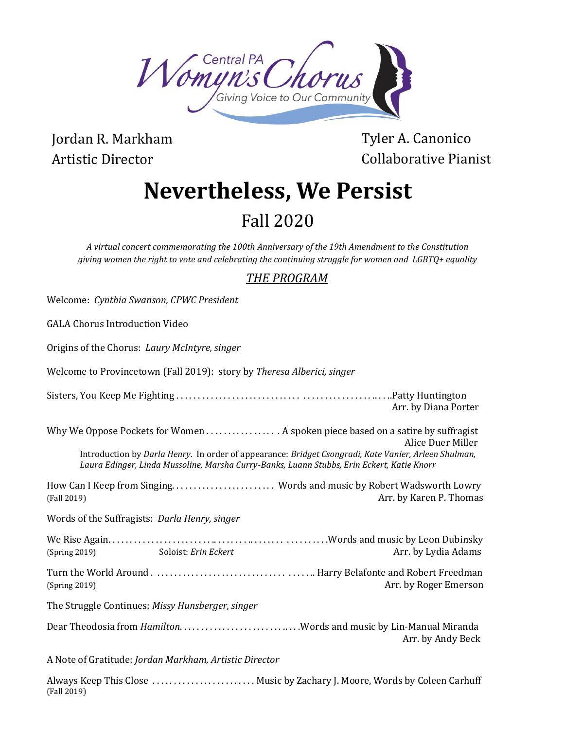Central PA Womyn's Chorus
Giving Voice to Our Community

Jordan R. Markham
Artistic Director

Tyler A. Canonico
Collaborative Pianist

# Nevertheless, We Persist

## Fall 2020

*A virtual concert commemorating the 100th Anniversary of the 19th Amendment to the Constitution giving women the right to vote and celebrating the continuing struggle for women and LGBTQ+ equality*

## *THE PROGRAM*

Welcome: *Cynthia Swanson, CPWC President*

GALA Chorus Introduction Video

Origins of the Chorus: *Laury McIntyre, singer*

Welcome to Provincetown (Fall 2019): story by *Theresa Alberici, singer*

Sisters, You Keep Me Fighting . . . . . . . . . . . . . . . . . . . . . . . . . . . . . . . . . . . . . . . . . . . . . . . . . .Patty Huntington
Arr. by Diana Porter

Why We Oppose Pockets for Women . . . . . . . . . . . . . . . . . A spoken piece based on a satire by suffragist Alice Duer Miller
Introduction by *Darla Henry*. In order of appearance: *Bridget Csongradi, Kate Vanier, Arleen Shulman, Laura Edinger, Linda Mussoline, Marsha Curry-Banks, Luann Stubbs, Erin Eckert, Katie Knorr*

How Can I Keep from Singing. . . . . . . . . . . . . . . . . . . . . . . . Words and music by Robert Wadsworth Lowry
(Fall 2019) Arr. by Karen P. Thomas

Words of the Suffragists: *Darla Henry, singer*

We Rise Again. . . . . . . . . . . . . . . . . . . . . . . . . . . . . . . . . . . . . . . . . . . . . . .Words and music by Leon Dubinsky
(Spring 2019) Soloist: *Erin Eckert* Arr. by Lydia Adams

Turn the World Around . . . . . . . . . . . . . . . . . . . . . . . . . . . . . . . . . . . . . . . Harry Belafonte and Robert Freedman
(Spring 2019) Arr. by Roger Emerson

The Struggle Continues: *Missy Hunsberger, singer*

Dear Theodosia from *Hamilton*. . . . . . . . . . . . . . . . . . . . . . . . . . . . . .Words and music by Lin-Manual Miranda
Arr. by Andy Beck

A Note of Gratitude: *Jordan Markham, Artistic Director*

Always Keep This Close . . . . . . . . . . . . . . . . . . . . . . . . Music by Zachary J. Moore, Words by Coleen Carhuff
(Fall 2019)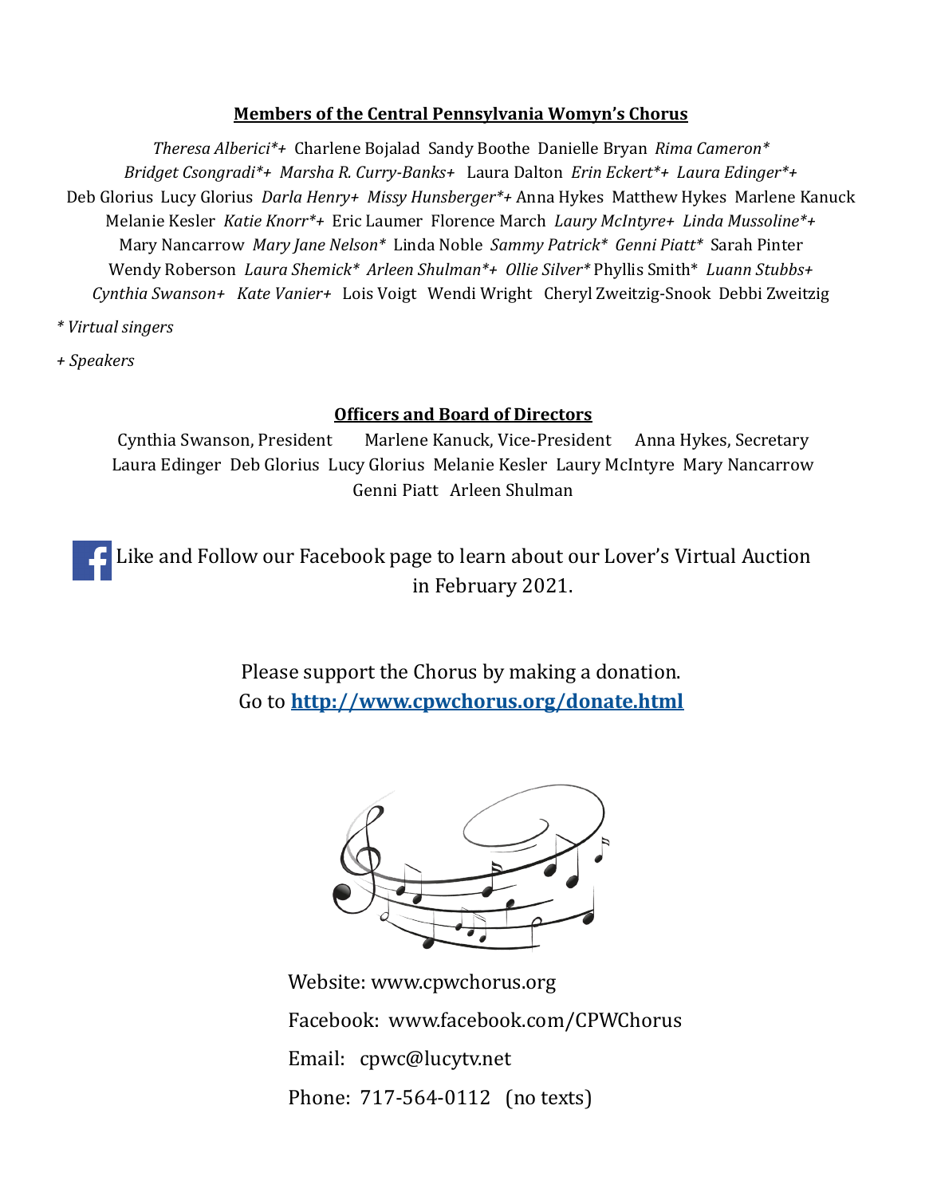**Members of the Central Pennsylvania Womyn's Chorus**

*Theresa Alberici*+* Charlene Bojalad Sandy Boothe Danielle Bryan *Rima Cameron** *Bridget Csongradi*+* *Marsha R. Curry-Banks+* Laura Dalton *Erin Eckert*+* *Laura Edinger*+* Deb Glorius Lucy Glorius *Darla Henry+* *Missy Hunsberger*+* Anna Hykes Matthew Hykes Marlene Kanuck Melanie Kesler *Katie Knorr*+* Eric Laumer Florence March *Laury McIntyre+* *Linda Mussoline*+* Mary Nancarrow *Mary Jane Nelson** Linda Noble *Sammy Patrick** *Genni Piatt** Sarah Pinter Wendy Roberson *Laura Shemick** *Arleen Shulman*+* *Ollie Silver** Phyllis Smith* *Luann Stubbs+* *Cynthia Swanson+* *Kate Vanier+* Lois Voigt Wendi Wright Cheryl Zweitzig-Snook Debbi Zweitzig

*\* Virtual singers*

*+ Speakers*

**Officers and Board of Directors**

Cynthia Swanson, President Marlene Kanuck, Vice-President Anna Hykes, Secretary
Laura Edinger Deb Glorius Lucy Glorius Melanie Kesler Laury McIntyre Mary Nancarrow Genni Piatt Arleen Shulman

Like and Follow our Facebook page to learn about our Lover's Virtual Auction in February 2021.

Please support the Chorus by making a donation.
Go to **http://www.cpwchorus.org/donate.html**

Website: www.cpwchorus.org

Facebook: www.facebook.com/CPWChorus

Email: cpwc@lucytv.net

Phone: 717-564-0112 (no texts)